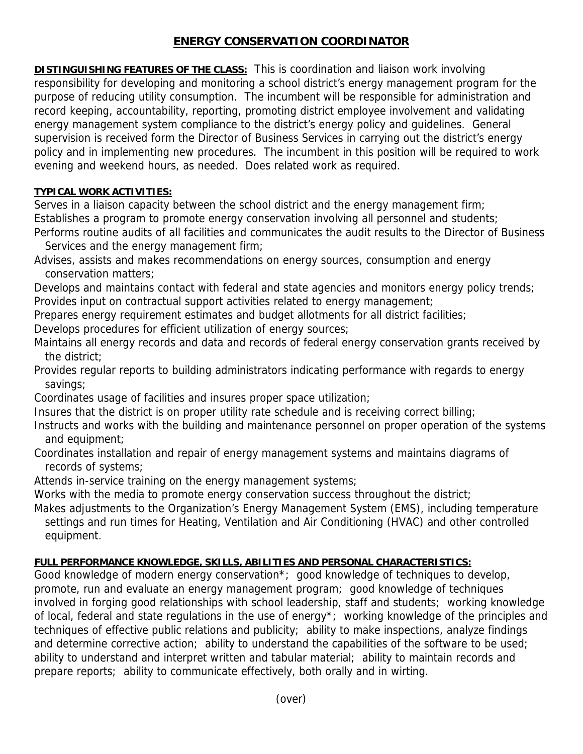# ENERGY CONSERVATION COORDINATOR

**DISTINGUISHING FEATURES OF THE CLASS:** This is coordination and liaison work involving responsibility for developing and monitoring a school district's energy management program for the purpose of reducing utility consumption. The incumbent will be responsible for administration and record keeping, accountability, reporting, promoting district employee involvement and validating energy management system compliance to the district's energy policy and guidelines. General supervision is received form the Director of Business Services in carrying out the district's energy policy and in implementing new procedures. The incumbent in this position will be required to work evening and weekend hours, as needed. Does related work as required.

**TYPICAL WORK ACTIVITIES:**

Serves in a liaison capacity between the school district and the energy management firm;
Establishes a program to promote energy conservation involving all personnel and students;
Performs routine audits of all facilities and communicates the audit results to the Director of Business Services and the energy management firm;
Advises, assists and makes recommendations on energy sources, consumption and energy conservation matters;
Develops and maintains contact with federal and state agencies and monitors energy policy trends;
Provides input on contractual support activities related to energy management;
Prepares energy requirement estimates and budget allotments for all district facilities;
Develops procedures for efficient utilization of energy sources;
Maintains all energy records and data and records of federal energy conservation grants received by the district;
Provides regular reports to building administrators indicating performance with regards to energy savings;
Coordinates usage of facilities and insures proper space utilization;
Insures that the district is on proper utility rate schedule and is receiving correct billing;
Instructs and works with the building and maintenance personnel on proper operation of the systems and equipment;
Coordinates installation and repair of energy management systems and maintains diagrams of records of systems;
Attends in-service training on the energy management systems;
Works with the media to promote energy conservation success throughout the district;
Makes adjustments to the Organization's Energy Management System (EMS), including temperature settings and run times for Heating, Ventilation and Air Conditioning (HVAC) and other controlled equipment.

**FULL PERFORMANCE KNOWLEDGE, SKILLS, ABILITIES AND PERSONAL CHARACTERISTICS:**

Good knowledge of modern energy conservation*; good knowledge of techniques to develop, promote, run and evaluate an energy management program; good knowledge of techniques involved in forging good relationships with school leadership, staff and students; working knowledge of local, federal and state regulations in the use of energy*; working knowledge of the principles and techniques of effective public relations and publicity; ability to make inspections, analyze findings and determine corrective action; ability to understand the capabilities of the software to be used; ability to understand and interpret written and tabular material; ability to maintain records and prepare reports; ability to communicate effectively, both orally and in wirting.

(over)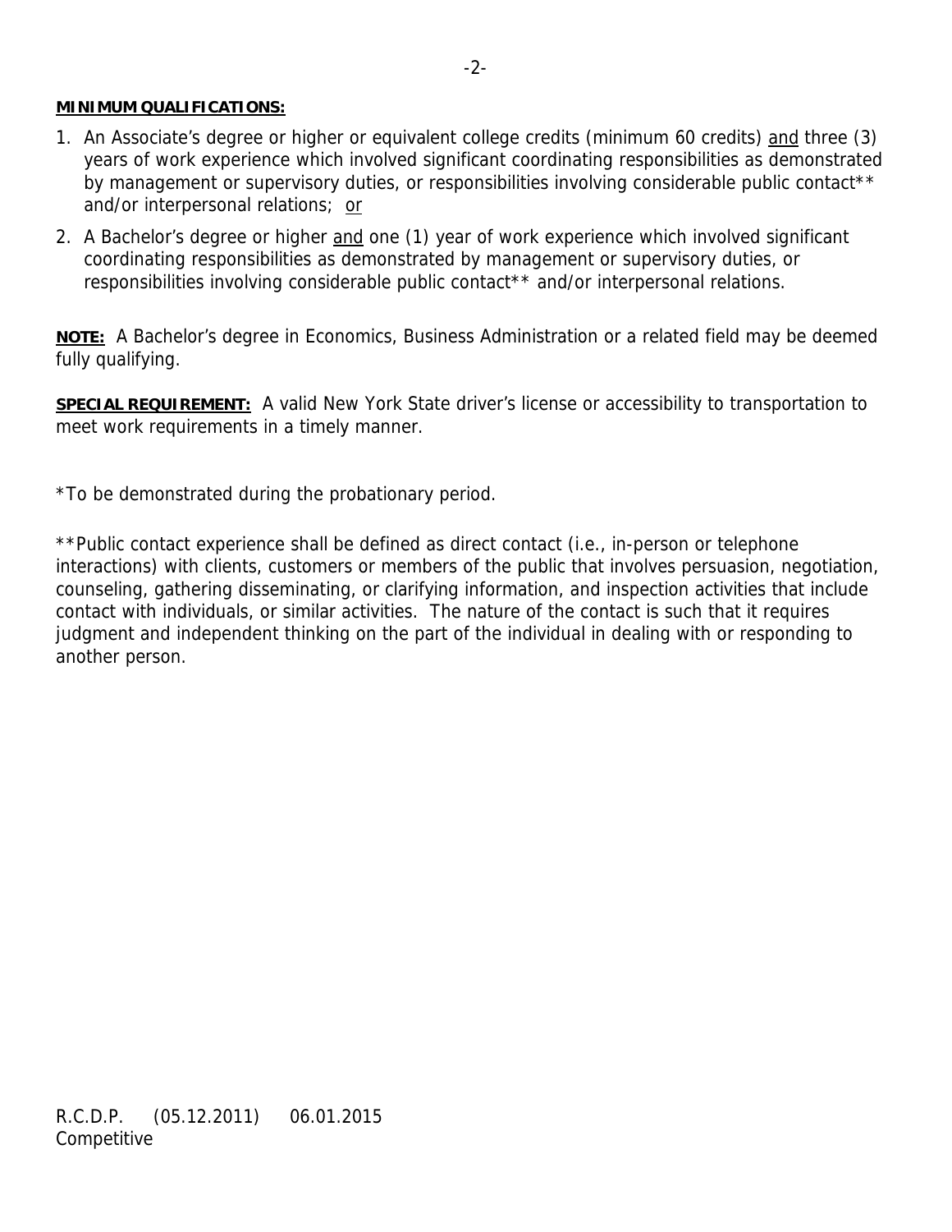**MINIMUM QUALIFICATIONS:**

1. An Associate's degree or higher or equivalent college credits (minimum 60 credits) and three (3) years of work experience which involved significant coordinating responsibilities as demonstrated by management or supervisory duties, or responsibilities involving considerable public contact** and/or interpersonal relations; or
2. A Bachelor's degree or higher and one (1) year of work experience which involved significant coordinating responsibilities as demonstrated by management or supervisory duties, or responsibilities involving considerable public contact** and/or interpersonal relations.

**NOTE:** A Bachelor's degree in Economics, Business Administration or a related field may be deemed fully qualifying.

**SPECIAL REQUIREMENT:** A valid New York State driver's license or accessibility to transportation to meet work requirements in a timely manner.

*To be demonstrated during the probationary period.

**Public contact experience shall be defined as direct contact (i.e., in-person or telephone interactions) with clients, customers or members of the public that involves persuasion, negotiation, counseling, gathering disseminating, or clarifying information, and inspection activities that include contact with individuals, or similar activities. The nature of the contact is such that it requires judgment and independent thinking on the part of the individual in dealing with or responding to another person.

R.C.D.P. (05.12.2011) 06.01.2015
Competitive